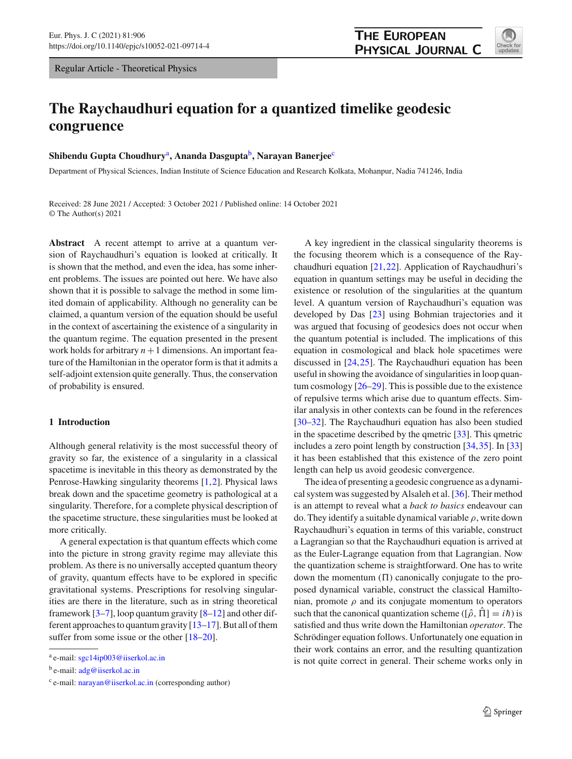Regular Article - Theoretical Physics

# The Raychaudhuri equation for a quantized timelike geodesic congruence

**Shibendu Gupta Choudhury**[a], **Ananda Dasgupta**[b], **Narayan Banerjee**[c]

Department of Physical Sciences, Indian Institute of Science Education and Research Kolkata, Mohanpur, Nadia 741246, India

Received: 28 June 2021 / Accepted: 3 October 2021 / Published online: 14 October 2021
© The Author(s) 2021

**Abstract** A recent attempt to arrive at a quantum version of Raychaudhuri's equation is looked at critically. It is shown that the method, and even the idea, has some inherent problems. The issues are pointed out here. We have also shown that it is possible to salvage the method in some limited domain of applicability. Although no generality can be claimed, a quantum version of the equation should be useful in the context of ascertaining the existence of a singularity in the quantum regime. The equation presented in the present work holds for arbitrary $n+1$ dimensions. An important feature of the Hamiltonian in the operator form is that it admits a self-adjoint extension quite generally. Thus, the conservation of probability is ensured.

## 1 Introduction

Although general relativity is the most successful theory of gravity so far, the existence of a singularity in a classical spacetime is inevitable in this theory as demonstrated by the Penrose-Hawking singularity theorems [1,2]. Physical laws break down and the spacetime geometry is pathological at a singularity. Therefore, for a complete physical description of the spacetime structure, these singularities must be looked at more critically.

A general expectation is that quantum effects which come into the picture in strong gravity regime may alleviate this problem. As there is no universally accepted quantum theory of gravity, quantum effects have to be explored in specific gravitational systems. Prescriptions for resolving singularities are there in the literature, such as in string theoretical framework [3–7], loop quantum gravity [8–12] and other different approaches to quantum gravity [13–17]. But all of them suffer from some issue or the other [18–20].

A key ingredient in the classical singularity theorems is the focusing theorem which is a consequence of the Raychaudhuri equation [21,22]. Application of Raychaudhuri's equation in quantum settings may be useful in deciding the existence or resolution of the singularities at the quantum level. A quantum version of Raychaudhuri's equation was developed by Das [23] using Bohmian trajectories and it was argued that focusing of geodesics does not occur when the quantum potential is included. The implications of this equation in cosmological and black hole spacetimes were discussed in [24,25]. The Raychaudhuri equation has been useful in showing the avoidance of singularities in loop quantum cosmology [26–29]. This is possible due to the existence of repulsive terms which arise due to quantum effects. Similar analysis in other contexts can be found in the references [30–32]. The Raychaudhuri equation has also been studied in the spacetime described by the qmetric [33]. This qmetric includes a zero point length by construction [34,35]. In [33] it has been established that this existence of the zero point length can help us avoid geodesic convergence.

The idea of presenting a geodesic congruence as a dynamical system was suggested by Alsaleh et al. [36]. Their method is an attempt to reveal what a *back to basics* endeavour can do. They identify a suitable dynamical variable $\rho$, write down Raychaudhuri's equation in terms of this variable, construct a Lagrangian so that the Raychaudhuri equation is arrived at as the Euler-Lagrange equation from that Lagrangian. Now the quantization scheme is straightforward. One has to write down the momentum ($\Pi$) canonically conjugate to the proposed dynamical variable, construct the classical Hamiltonian, promote $\rho$ and its conjugate momentum to operators such that the canonical quantization scheme ($[\hat{\rho}, \hat{\Pi}] = i\hbar$) is satisfied and thus write down the Hamiltonian *operator*. The Schrödinger equation follows. Unfortunately one equation in their work contains an error, and the resulting quantization is not quite correct in general. Their scheme works only in

---

[a] e-mail: sgc14ip003@iiserkol.ac.in

[b] e-mail: adg@iiserkol.ac.in

[c] e-mail: narayan@iiserkol.ac.in (corresponding author)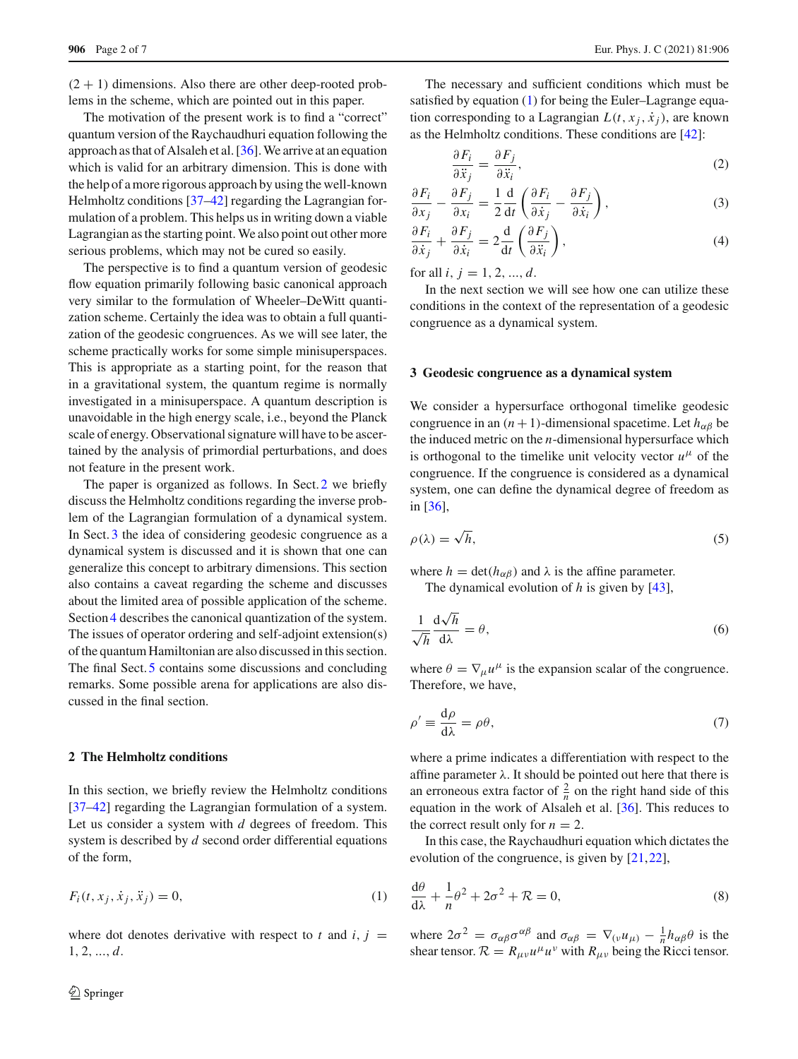(2 + 1) dimensions. Also there are other deep-rooted problems in the scheme, which are pointed out in this paper.

The motivation of the present work is to find a "correct" quantum version of the Raychaudhuri equation following the approach as that of Alsaleh et al. [36]. We arrive at an equation which is valid for an arbitrary dimension. This is done with the help of a more rigorous approach by using the well-known Helmholtz conditions [37–42] regarding the Lagrangian formulation of a problem. This helps us in writing down a viable Lagrangian as the starting point. We also point out other more serious problems, which may not be cured so easily.

The perspective is to find a quantum version of geodesic flow equation primarily following basic canonical approach very similar to the formulation of Wheeler–DeWitt quantization scheme. Certainly the idea was to obtain a full quantization of the geodesic congruences. As we will see later, the scheme practically works for some simple minisuperspaces. This is appropriate as a starting point, for the reason that in a gravitational system, the quantum regime is normally investigated in a minisuperspace. A quantum description is unavoidable in the high energy scale, i.e., beyond the Planck scale of energy. Observational signature will have to be ascertained by the analysis of primordial perturbations, and does not feature in the present work.

The paper is organized as follows. In Sect. 2 we briefly discuss the Helmholtz conditions regarding the inverse problem of the Lagrangian formulation of a dynamical system. In Sect. 3 the idea of considering geodesic congruence as a dynamical system is discussed and it is shown that one can generalize this concept to arbitrary dimensions. This section also contains a caveat regarding the scheme and discusses about the limited area of possible application of the scheme. Section 4 describes the canonical quantization of the system. The issues of operator ordering and self-adjoint extension(s) of the quantum Hamiltonian are also discussed in this section. The final Sect. 5 contains some discussions and concluding remarks. Some possible arena for applications are also discussed in the final section.

## 2 The Helmholtz conditions

In this section, we briefly review the Helmholtz conditions [37–42] regarding the Lagrangian formulation of a system. Let us consider a system with $d$ degrees of freedom. This system is described by $d$ second order differential equations of the form,

$$F_i(t, x_j, \dot{x}_j, \ddot{x}_j) = 0, \tag{1}$$

where dot denotes derivative with respect to $t$ and $i, j = 1, 2, ..., d$.

The necessary and sufficient conditions which must be satisfied by equation (1) for being the Euler–Lagrange equation corresponding to a Lagrangian $L(t, x_j, \dot{x}_j)$, are known as the Helmholtz conditions. These conditions are [42]:

$$\frac{\partial F_i}{\partial \ddot{x}_j} = \frac{\partial F_j}{\partial \ddot{x}_i}, \tag{2}$$

$$\frac{\partial F_i}{\partial x_j} - \frac{\partial F_j}{\partial x_i} = \frac{1}{2}\frac{\mathrm{d}}{\mathrm{d}t}\left(\frac{\partial F_i}{\partial \dot{x}_j} - \frac{\partial F_j}{\partial \dot{x}_i}\right), \tag{3}$$

$$\frac{\partial F_i}{\partial \dot{x}_j} + \frac{\partial F_j}{\partial \dot{x}_i} = 2\frac{\mathrm{d}}{\mathrm{d}t}\left(\frac{\partial F_j}{\partial \ddot{x}_i}\right), \tag{4}$$

for all $i, j = 1, 2, ..., d$.

In the next section we will see how one can utilize these conditions in the context of the representation of a geodesic congruence as a dynamical system.

## 3 Geodesic congruence as a dynamical system

We consider a hypersurface orthogonal timelike geodesic congruence in an $(n+1)$-dimensional spacetime. Let $h_{\alpha\beta}$ be the induced metric on the $n$-dimensional hypersurface which is orthogonal to the timelike unit velocity vector $u^\mu$ of the congruence. If the congruence is considered as a dynamical system, one can define the dynamical degree of freedom as in [36],

$$\rho(\lambda) = \sqrt{h}, \tag{5}$$

where $h = \det(h_{\alpha\beta})$ and $\lambda$ is the affine parameter.

The dynamical evolution of $h$ is given by [43],

$$\frac{1}{\sqrt{h}}\frac{\mathrm{d}\sqrt{h}}{\mathrm{d}\lambda} = \theta, \tag{6}$$

where $\theta = \nabla_\mu u^\mu$ is the expansion scalar of the congruence. Therefore, we have,

$$\rho' \equiv \frac{\mathrm{d}\rho}{\mathrm{d}\lambda} = \rho\theta, \tag{7}$$

where a prime indicates a differentiation with respect to the affine parameter $\lambda$. It should be pointed out here that there is an erroneous extra factor of $\frac{2}{n}$ on the right hand side of this equation in the work of Alsaleh et al. [36]. This reduces to the correct result only for $n = 2$.

In this case, the Raychaudhuri equation which dictates the evolution of the congruence, is given by [21,22],

$$\frac{\mathrm{d}\theta}{\mathrm{d}\lambda} + \frac{1}{n}\theta^2 + 2\sigma^2 + \mathcal{R} = 0, \tag{8}$$

where $2\sigma^2 = \sigma_{\alpha\beta}\sigma^{\alpha\beta}$ and $\sigma_{\alpha\beta} = \nabla_{(\nu}u_{\mu)} - \frac{1}{n}h_{\alpha\beta}\theta$ is the shear tensor. $\mathcal{R} = R_{\mu\nu}u^\mu u^\nu$ with $R_{\mu\nu}$ being the Ricci tensor.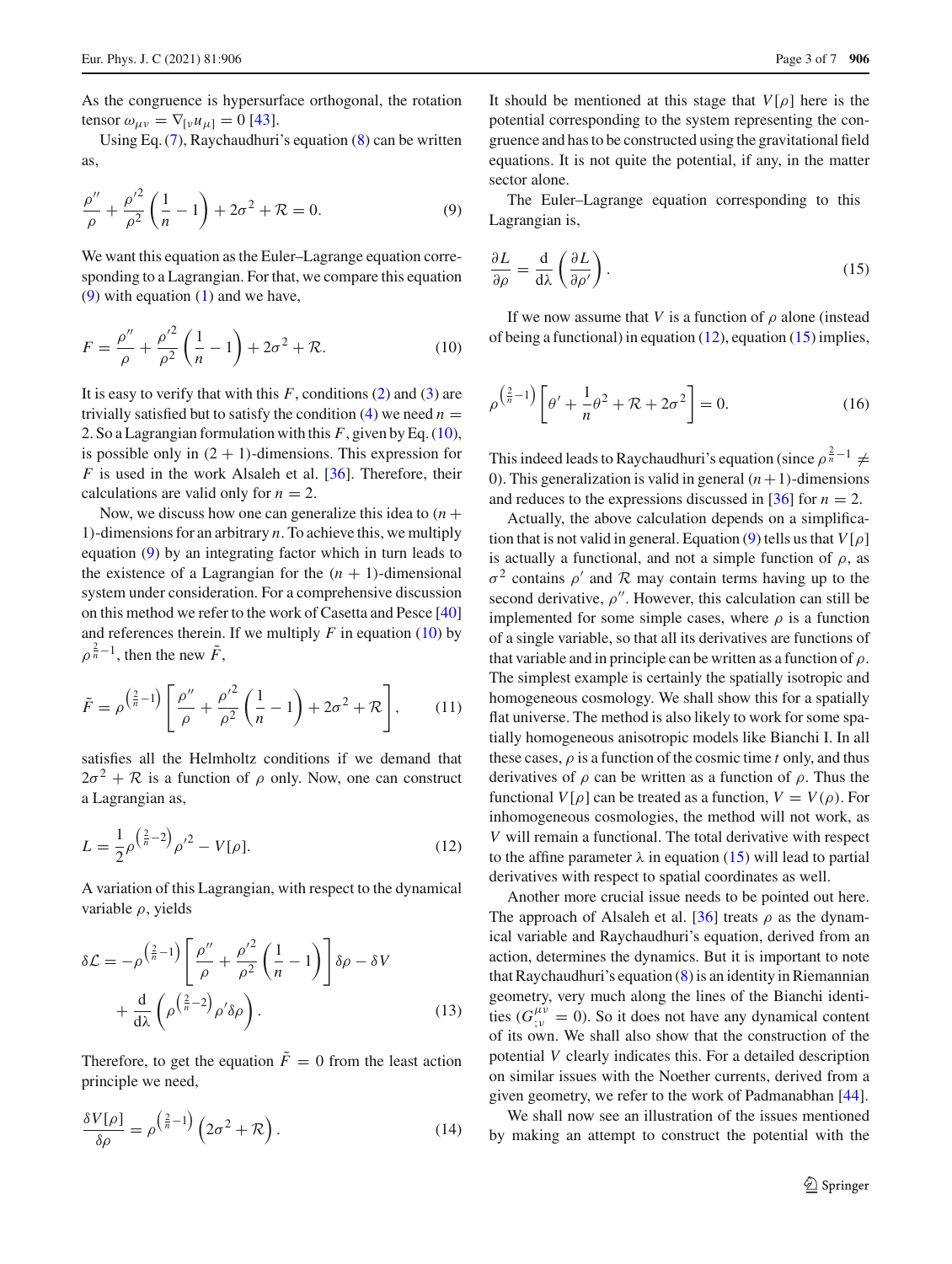As the congruence is hypersurface orthogonal, the rotation tensor $\omega_{\mu\nu} = \nabla_{[\nu} u_{\mu]} = 0$ [43].

Using Eq. (7), Raychaudhuri's equation (8) can be written as,

$$\frac{\rho''}{\rho} + \frac{\rho'^2}{\rho^2}\left(\frac{1}{n} - 1\right) + 2\sigma^2 + \mathcal{R} = 0. \tag{9}$$

We want this equation as the Euler–Lagrange equation corresponding to a Lagrangian. For that, we compare this equation (9) with equation (1) and we have,

$$F = \frac{\rho''}{\rho} + \frac{\rho'^2}{\rho^2}\left(\frac{1}{n} - 1\right) + 2\sigma^2 + \mathcal{R}. \tag{10}$$

It is easy to verify that with this $F$, conditions (2) and (3) are trivially satisfied but to satisfy the condition (4) we need $n = 2$. So a Lagrangian formulation with this $F$, given by Eq. (10), is possible only in $(2+1)$-dimensions. This expression for $F$ is used in the work Alsaleh et al. [36]. Therefore, their calculations are valid only for $n = 2$.

Now, we discuss how one can generalize this idea to $(n+1)$-dimensions for an arbitrary $n$. To achieve this, we multiply equation (9) by an integrating factor which in turn leads to the existence of a Lagrangian for the $(n+1)$-dimensional system under consideration. For a comprehensive discussion on this method we refer to the work of Casetta and Pesce [40] and references therein. If we multiply $F$ in equation (10) by $\rho^{\frac{2}{n}-1}$, then the new $\tilde{F}$,

$$\tilde{F} = \rho^{\left(\frac{2}{n}-1\right)}\left[\frac{\rho''}{\rho} + \frac{\rho'^2}{\rho^2}\left(\frac{1}{n} - 1\right) + 2\sigma^2 + \mathcal{R}\right], \tag{11}$$

satisfies all the Helmholtz conditions if we demand that $2\sigma^2 + \mathcal{R}$ is a function of $\rho$ only. Now, one can construct a Lagrangian as,

$$L = \frac{1}{2}\rho^{\left(\frac{2}{n}-2\right)}\rho'^2 - V[\rho]. \tag{12}$$

A variation of this Lagrangian, with respect to the dynamical variable $\rho$, yields

$$\delta\mathcal{L} = -\rho^{\left(\frac{2}{n}-1\right)}\left[\frac{\rho''}{\rho} + \frac{\rho'^2}{\rho^2}\left(\frac{1}{n} - 1\right)\right]\delta\rho - \delta V + \frac{\mathrm{d}}{\mathrm{d}\lambda}\left(\rho^{\left(\frac{2}{n}-2\right)}\rho'\delta\rho\right). \tag{13}$$

Therefore, to get the equation $\tilde{F} = 0$ from the least action principle we need,

$$\frac{\delta V[\rho]}{\delta\rho} = \rho^{\left(\frac{2}{n}-1\right)}\left(2\sigma^2 + \mathcal{R}\right). \tag{14}$$

It should be mentioned at this stage that $V[\rho]$ here is the potential corresponding to the system representing the congruence and has to be constructed using the gravitational field equations. It is not quite the potential, if any, in the matter sector alone.

The Euler–Lagrange equation corresponding to this Lagrangian is,

$$\frac{\partial L}{\partial\rho} = \frac{\mathrm{d}}{\mathrm{d}\lambda}\left(\frac{\partial L}{\partial\rho'}\right). \tag{15}$$

If we now assume that $V$ is a function of $\rho$ alone (instead of being a functional) in equation (12), equation (15) implies,

$$\rho^{\left(\frac{2}{n}-1\right)}\left[\theta' + \frac{1}{n}\theta^2 + \mathcal{R} + 2\sigma^2\right] = 0. \tag{16}$$

This indeed leads to Raychaudhuri's equation (since $\rho^{\frac{2}{n}-1} \neq 0$). This generalization is valid in general $(n+1)$-dimensions and reduces to the expressions discussed in [36] for $n = 2$.

Actually, the above calculation depends on a simplification that is not valid in general. Equation (9) tells us that $V[\rho]$ is actually a functional, and not a simple function of $\rho$, as $\sigma^2$ contains $\rho'$ and $\mathcal{R}$ may contain terms having up to the second derivative, $\rho''$. However, this calculation can still be implemented for some simple cases, where $\rho$ is a function of a single variable, so that all its derivatives are functions of that variable and in principle can be written as a function of $\rho$. The simplest example is certainly the spatially isotropic and homogeneous cosmology. We shall show this for a spatially flat universe. The method is also likely to work for some spatially homogeneous anisotropic models like Bianchi I. In all these cases, $\rho$ is a function of the cosmic time $t$ only, and thus derivatives of $\rho$ can be written as a function of $\rho$. Thus the functional $V[\rho]$ can be treated as a function, $V = V(\rho)$. For inhomogeneous cosmologies, the method will not work, as $V$ will remain a functional. The total derivative with respect to the affine parameter $\lambda$ in equation (15) will lead to partial derivatives with respect to spatial coordinates as well.

Another more crucial issue needs to be pointed out here. The approach of Alsaleh et al. [36] treats $\rho$ as the dynamical variable and Raychaudhuri's equation, derived from an action, determines the dynamics. But it is important to note that Raychaudhuri's equation (8) is an identity in Riemannian geometry, very much along the lines of the Bianchi identities ($G^{\mu\nu}_{;\nu} = 0$). So it does not have any dynamical content of its own. We shall also show that the construction of the potential $V$ clearly indicates this. For a detailed description on similar issues with the Noether currents, derived from a given geometry, we refer to the work of Padmanabhan [44].

We shall now see an illustration of the issues mentioned by making an attempt to construct the potential with the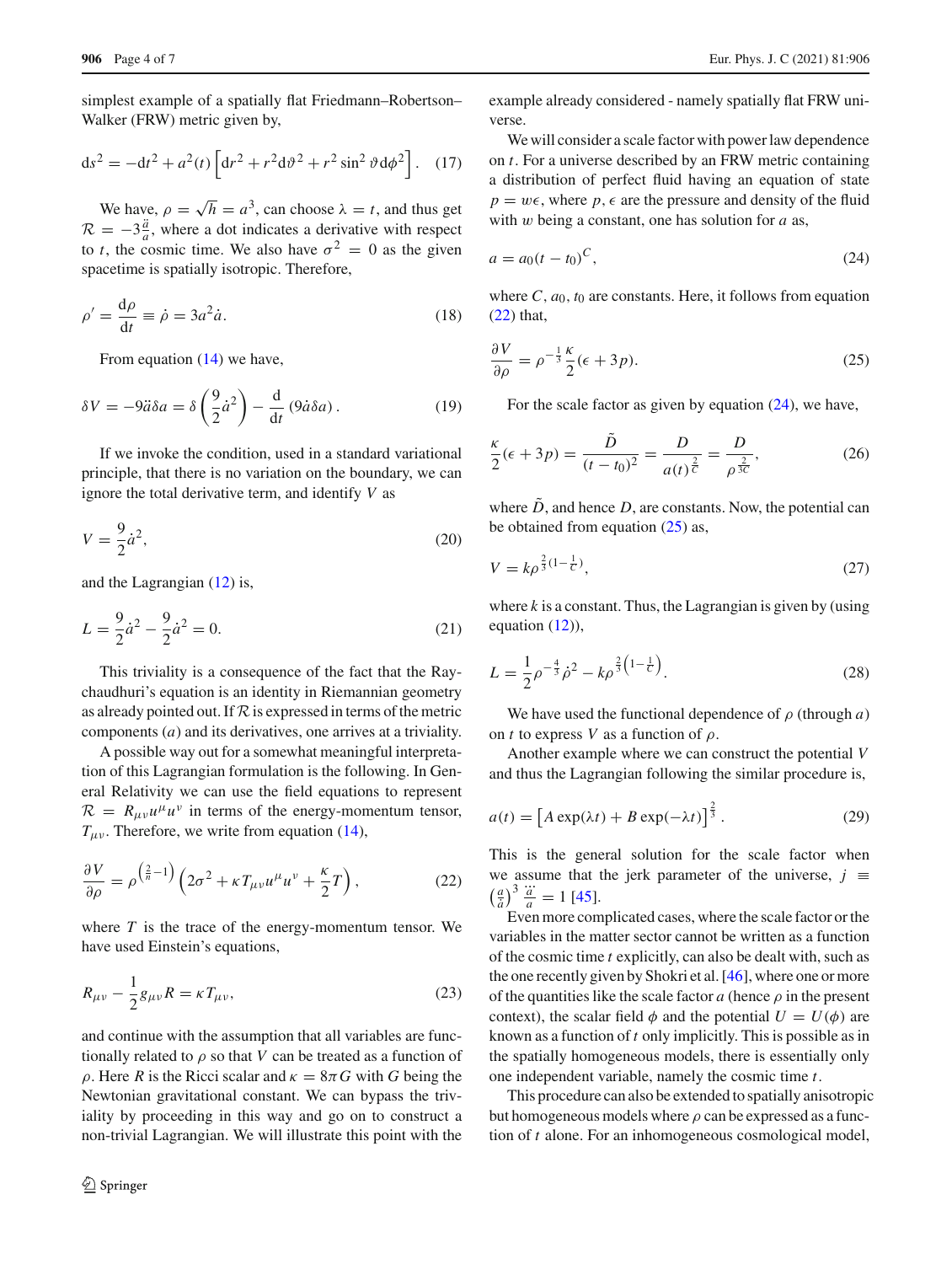simplest example of a spatially flat Friedmann–Robertson–Walker (FRW) metric given by,

$$ds^2 = -dt^2 + a^2(t)\left[dr^2 + r^2 d\vartheta^2 + r^2 \sin^2\vartheta d\phi^2\right]. \quad (17)$$

We have, $\rho = \sqrt{h} = a^3$, can choose $\lambda = t$, and thus get $\mathcal{R} = -3\frac{\ddot{a}}{a}$, where a dot indicates a derivative with respect to $t$, the cosmic time. We also have $\sigma^2 = 0$ as the given spacetime is spatially isotropic. Therefore,

$$\rho' = \frac{d\rho}{dt} \equiv \dot{\rho} = 3a^2\dot{a}. \quad (18)$$

From equation (14) we have,

$$\delta V = -9\ddot{a}\delta a = \delta\left(\frac{9}{2}\dot{a}^2\right) - \frac{d}{dt}\left(9\dot{a}\delta a\right). \quad (19)$$

If we invoke the condition, used in a standard variational principle, that there is no variation on the boundary, we can ignore the total derivative term, and identify $V$ as

$$V = \frac{9}{2}\dot{a}^2, \quad (20)$$

and the Lagrangian (12) is,

$$L = \frac{9}{2}\dot{a}^2 - \frac{9}{2}\dot{a}^2 = 0. \quad (21)$$

This triviality is a consequence of the fact that the Raychaudhuri's equation is an identity in Riemannian geometry as already pointed out. If $\mathcal{R}$ is expressed in terms of the metric components ($a$) and its derivatives, one arrives at a triviality.

A possible way out for a somewhat meaningful interpretation of this Lagrangian formulation is the following. In General Relativity we can use the field equations to represent $\mathcal{R} = R_{\mu\nu}u^\mu u^\nu$ in terms of the energy-momentum tensor, $T_{\mu\nu}$. Therefore, we write from equation (14),

$$\frac{\partial V}{\partial \rho} = \rho^{\left(\frac{2}{n}-1\right)}\left(2\sigma^2 + \kappa T_{\mu\nu}u^\mu u^\nu + \frac{\kappa}{2}T\right), \quad (22)$$

where $T$ is the trace of the energy-momentum tensor. We have used Einstein's equations,

$$R_{\mu\nu} - \frac{1}{2}g_{\mu\nu}R = \kappa T_{\mu\nu}, \quad (23)$$

and continue with the assumption that all variables are functionally related to $\rho$ so that $V$ can be treated as a function of $\rho$. Here $R$ is the Ricci scalar and $\kappa = 8\pi G$ with $G$ being the Newtonian gravitational constant. We can bypass the triviality by proceeding in this way and go on to construct a non-trivial Lagrangian. We will illustrate this point with the example already considered - namely spatially flat FRW universe.

We will consider a scale factor with power law dependence on $t$. For a universe described by an FRW metric containing a distribution of perfect fluid having an equation of state $p = w\epsilon$, where $p, \epsilon$ are the pressure and density of the fluid with $w$ being a constant, one has solution for $a$ as,

$$a = a_0(t - t_0)^C, \quad (24)$$

where $C, a_0, t_0$ are constants. Here, it follows from equation (22) that,

$$\frac{\partial V}{\partial \rho} = \rho^{-\frac{1}{3}}\frac{\kappa}{2}(\epsilon + 3p). \quad (25)$$

For the scale factor as given by equation (24), we have,

$$\frac{\kappa}{2}(\epsilon + 3p) = \frac{\tilde{D}}{(t-t_0)^2} = \frac{D}{a(t)^{\frac{2}{C}}} = \frac{D}{\rho^{\frac{2}{3C}}}, \quad (26)$$

where $\tilde{D}$, and hence $D$, are constants. Now, the potential can be obtained from equation (25) as,

$$V = k\rho^{\frac{2}{3}(1-\frac{1}{C})}, \quad (27)$$

where $k$ is a constant. Thus, the Lagrangian is given by (using equation (12)),

$$L = \frac{1}{2}\rho^{-\frac{4}{3}}\dot{\rho}^2 - k\rho^{\frac{2}{3}\left(1-\frac{1}{C}\right)}. \quad (28)$$

We have used the functional dependence of $\rho$ (through $a$) on $t$ to express $V$ as a function of $\rho$.

Another example where we can construct the potential $V$ and thus the Lagrangian following the similar procedure is,

$$a(t) = \left[A\exp(\lambda t) + B\exp(-\lambda t)\right]^{\frac{2}{3}}. \quad (29)$$

This is the general solution for the scale factor when we assume that the jerk parameter of the universe, $j \equiv \left(\frac{a}{\dot{a}}\right)^3\frac{\dddot{a}}{a} = 1$ [45].

Even more complicated cases, where the scale factor or the variables in the matter sector cannot be written as a function of the cosmic time $t$ explicitly, can also be dealt with, such as the one recently given by Shokri et al. [46], where one or more of the quantities like the scale factor $a$ (hence $\rho$ in the present context), the scalar field $\phi$ and the potential $U = U(\phi)$ are known as a function of $t$ only implicitly. This is possible as in the spatially homogeneous models, there is essentially only one independent variable, namely the cosmic time $t$.

This procedure can also be extended to spatially anisotropic but homogeneous models where $\rho$ can be expressed as a function of $t$ alone. For an inhomogeneous cosmological model,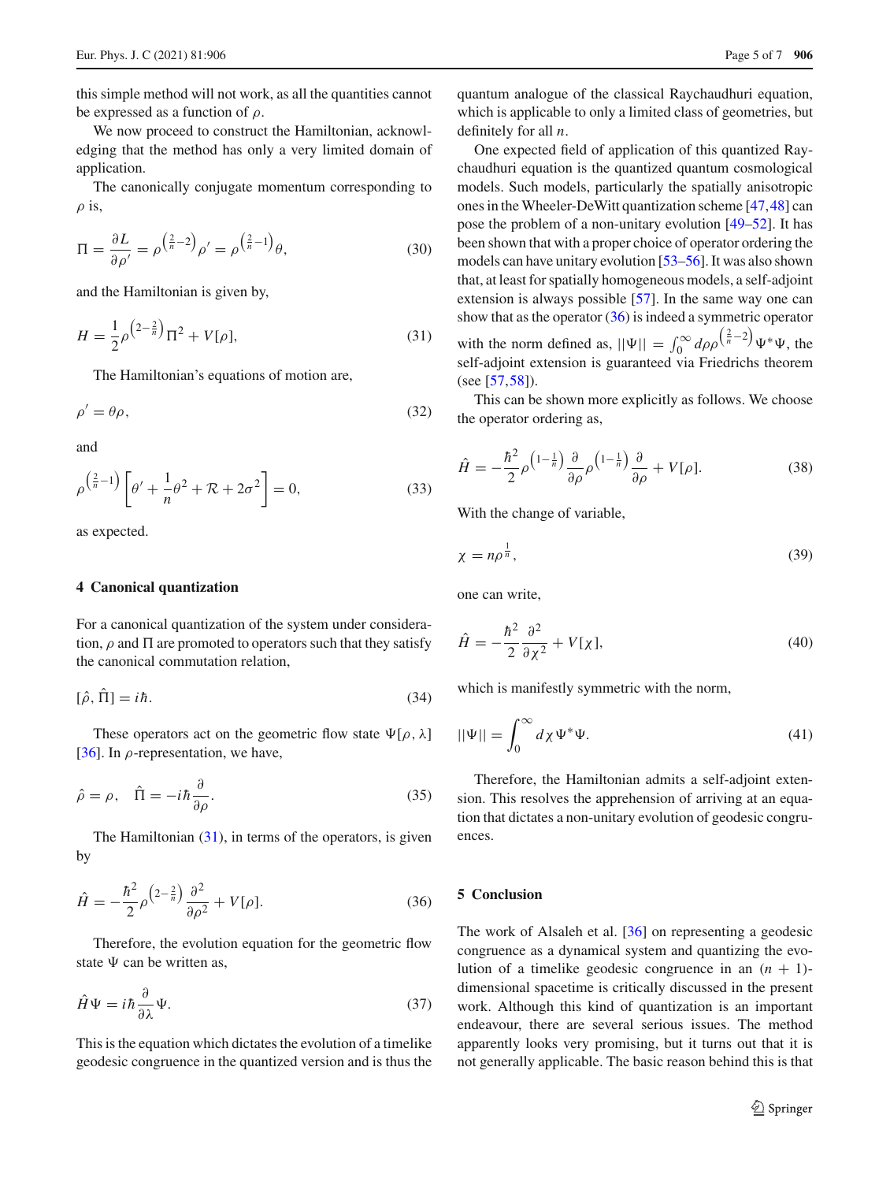this simple method will not work, as all the quantities cannot be expressed as a function of $\rho$.

We now proceed to construct the Hamiltonian, acknowledging that the method has only a very limited domain of application.

The canonically conjugate momentum corresponding to $\rho$ is,

$$\Pi = \frac{\partial L}{\partial \rho'} = \rho^{\left(\frac{2}{n}-2\right)}\rho' = \rho^{\left(\frac{2}{n}-1\right)}\theta, \tag{30}$$

and the Hamiltonian is given by,

$$H = \frac{1}{2}\rho^{\left(2-\frac{2}{n}\right)}\Pi^2 + V[\rho], \tag{31}$$

The Hamiltonian's equations of motion are,

$$\rho' = \theta\rho, \tag{32}$$

and

$$\rho^{\left(\frac{2}{n}-1\right)}\left[\theta' + \frac{1}{n}\theta^2 + \mathcal{R} + 2\sigma^2\right] = 0, \tag{33}$$

as expected.

## 4 Canonical quantization

For a canonical quantization of the system under consideration, $\rho$ and $\Pi$ are promoted to operators such that they satisfy the canonical commutation relation,

$$[\hat{\rho}, \hat{\Pi}] = i\hbar. \tag{34}$$

These operators act on the geometric flow state $\Psi[\rho, \lambda]$ [36]. In $\rho$-representation, we have,

$$\hat{\rho} = \rho, \quad \hat{\Pi} = -i\hbar\frac{\partial}{\partial \rho}. \tag{35}$$

The Hamiltonian (31), in terms of the operators, is given by

$$\hat{H} = -\frac{\hbar^2}{2}\rho^{\left(2-\frac{2}{n}\right)}\frac{\partial^2}{\partial \rho^2} + V[\rho]. \tag{36}$$

Therefore, the evolution equation for the geometric flow state $\Psi$ can be written as,

$$\hat{H}\Psi = i\hbar\frac{\partial}{\partial \lambda}\Psi. \tag{37}$$

This is the equation which dictates the evolution of a timelike geodesic congruence in the quantized version and is thus the quantum analogue of the classical Raychaudhuri equation, which is applicable to only a limited class of geometries, but definitely for all $n$.

One expected field of application of this quantized Raychaudhuri equation is the quantized quantum cosmological models. Such models, particularly the spatially anisotropic ones in the Wheeler-DeWitt quantization scheme [47,48] can pose the problem of a non-unitary evolution [49–52]. It has been shown that with a proper choice of operator ordering the models can have unitary evolution [53–56]. It was also shown that, at least for spatially homogeneous models, a self-adjoint extension is always possible [57]. In the same way one can show that as the operator (36) is indeed a symmetric operator with the norm defined as, $||\Psi|| = \int_0^\infty d\rho \rho^{\left(\frac{2}{n}-2\right)}\Psi^*\Psi$, the self-adjoint extension is guaranteed via Friedrichs theorem (see [57,58]).

This can be shown more explicitly as follows. We choose the operator ordering as,

$$\hat{H} = -\frac{\hbar^2}{2}\rho^{\left(1-\frac{1}{n}\right)}\frac{\partial}{\partial \rho}\rho^{\left(1-\frac{1}{n}\right)}\frac{\partial}{\partial \rho} + V[\rho]. \tag{38}$$

With the change of variable,

$$\chi = n\rho^{\frac{1}{n}}, \tag{39}$$

one can write,

$$\hat{H} = -\frac{\hbar^2}{2}\frac{\partial^2}{\partial \chi^2} + V[\chi], \tag{40}$$

which is manifestly symmetric with the norm,

$$||\Psi|| = \int_0^\infty d\chi\, \Psi^*\Psi. \tag{41}$$

Therefore, the Hamiltonian admits a self-adjoint extension. This resolves the apprehension of arriving at an equation that dictates a non-unitary evolution of geodesic congruences.

## 5 Conclusion

The work of Alsaleh et al. [36] on representing a geodesic congruence as a dynamical system and quantizing the evolution of a timelike geodesic congruence in an $(n+1)$-dimensional spacetime is critically discussed in the present work. Although this kind of quantization is an important endeavour, there are several serious issues. The method apparently looks very promising, but it turns out that it is not generally applicable. The basic reason behind this is that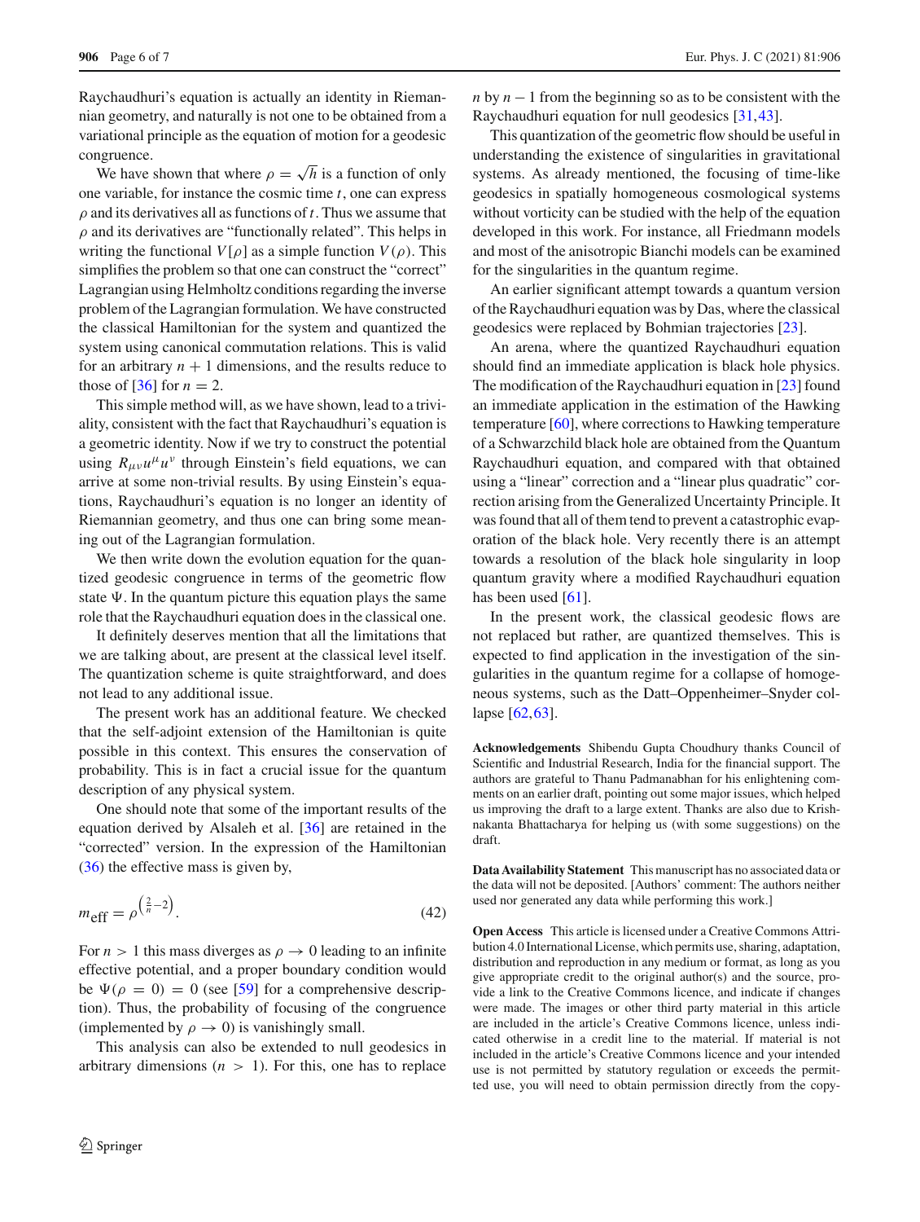Raychaudhuri's equation is actually an identity in Riemannian geometry, and naturally is not one to be obtained from a variational principle as the equation of motion for a geodesic congruence.

We have shown that where $\rho = \sqrt{h}$ is a function of only one variable, for instance the cosmic time $t$, one can express $\rho$ and its derivatives all as functions of $t$. Thus we assume that $\rho$ and its derivatives are "functionally related". This helps in writing the functional $V[\rho]$ as a simple function $V(\rho)$. This simplifies the problem so that one can construct the "correct" Lagrangian using Helmholtz conditions regarding the inverse problem of the Lagrangian formulation. We have constructed the classical Hamiltonian for the system and quantized the system using canonical commutation relations. This is valid for an arbitrary $n+1$ dimensions, and the results reduce to those of [36] for $n = 2$.

This simple method will, as we have shown, lead to a triviality, consistent with the fact that Raychaudhuri's equation is a geometric identity. Now if we try to construct the potential using $R_{\mu\nu}u^{\mu}u^{\nu}$ through Einstein's field equations, we can arrive at some non-trivial results. By using Einstein's equations, Raychaudhuri's equation is no longer an identity of Riemannian geometry, and thus one can bring some meaning out of the Lagrangian formulation.

We then write down the evolution equation for the quantized geodesic congruence in terms of the geometric flow state $\Psi$. In the quantum picture this equation plays the same role that the Raychaudhuri equation does in the classical one.

It definitely deserves mention that all the limitations that we are talking about, are present at the classical level itself. The quantization scheme is quite straightforward, and does not lead to any additional issue.

The present work has an additional feature. We checked that the self-adjoint extension of the Hamiltonian is quite possible in this context. This ensures the conservation of probability. This is in fact a crucial issue for the quantum description of any physical system.

One should note that some of the important results of the equation derived by Alsaleh et al. [36] are retained in the "corrected" version. In the expression of the Hamiltonian (36) the effective mass is given by,

$$m_{\text{eff}} = \rho^{\left(\frac{2}{n}-2\right)}. \tag{42}$$

For $n > 1$ this mass diverges as $\rho \to 0$ leading to an infinite effective potential, and a proper boundary condition would be $\Psi(\rho = 0) = 0$ (see [59] for a comprehensive description). Thus, the probability of focusing of the congruence (implemented by $\rho \to 0$) is vanishingly small.

This analysis can also be extended to null geodesics in arbitrary dimensions ($n > 1$). For this, one has to replace $n$ by $n-1$ from the beginning so as to be consistent with the Raychaudhuri equation for null geodesics [31,43].

This quantization of the geometric flow should be useful in understanding the existence of singularities in gravitational systems. As already mentioned, the focusing of time-like geodesics in spatially homogeneous cosmological systems without vorticity can be studied with the help of the equation developed in this work. For instance, all Friedmann models and most of the anisotropic Bianchi models can be examined for the singularities in the quantum regime.

An earlier significant attempt towards a quantum version of the Raychaudhuri equation was by Das, where the classical geodesics were replaced by Bohmian trajectories [23].

An arena, where the quantized Raychaudhuri equation should find an immediate application is black hole physics. The modification of the Raychaudhuri equation in [23] found an immediate application in the estimation of the Hawking temperature [60], where corrections to Hawking temperature of a Schwarzchild black hole are obtained from the Quantum Raychaudhuri equation, and compared with that obtained using a "linear" correction and a "linear plus quadratic" correction arising from the Generalized Uncertainty Principle. It was found that all of them tend to prevent a catastrophic evaporation of the black hole. Very recently there is an attempt towards a resolution of the black hole singularity in loop quantum gravity where a modified Raychaudhuri equation has been used [61].

In the present work, the classical geodesic flows are not replaced but rather, are quantized themselves. This is expected to find application in the investigation of the singularities in the quantum regime for a collapse of homogeneous systems, such as the Datt–Oppenheimer–Snyder collapse [62,63].

**Acknowledgements** Shibendu Gupta Choudhury thanks Council of Scientific and Industrial Research, India for the financial support. The authors are grateful to Thanu Padmanabhan for his enlightening comments on an earlier draft, pointing out some major issues, which helped us improving the draft to a large extent. Thanks are also due to Krishnakanta Bhattacharya for helping us (with some suggestions) on the draft.

**Data Availability Statement** This manuscript has no associated data or the data will not be deposited. [Authors' comment: The authors neither used nor generated any data while performing this work.]

**Open Access** This article is licensed under a Creative Commons Attribution 4.0 International License, which permits use, sharing, adaptation, distribution and reproduction in any medium or format, as long as you give appropriate credit to the original author(s) and the source, provide a link to the Creative Commons licence, and indicate if changes were made. The images or other third party material in this article are included in the article's Creative Commons licence, unless indicated otherwise in a credit line to the material. If material is not included in the article's Creative Commons licence and your intended use is not permitted by statutory regulation or exceeds the permitted use, you will need to obtain permission directly from the copy-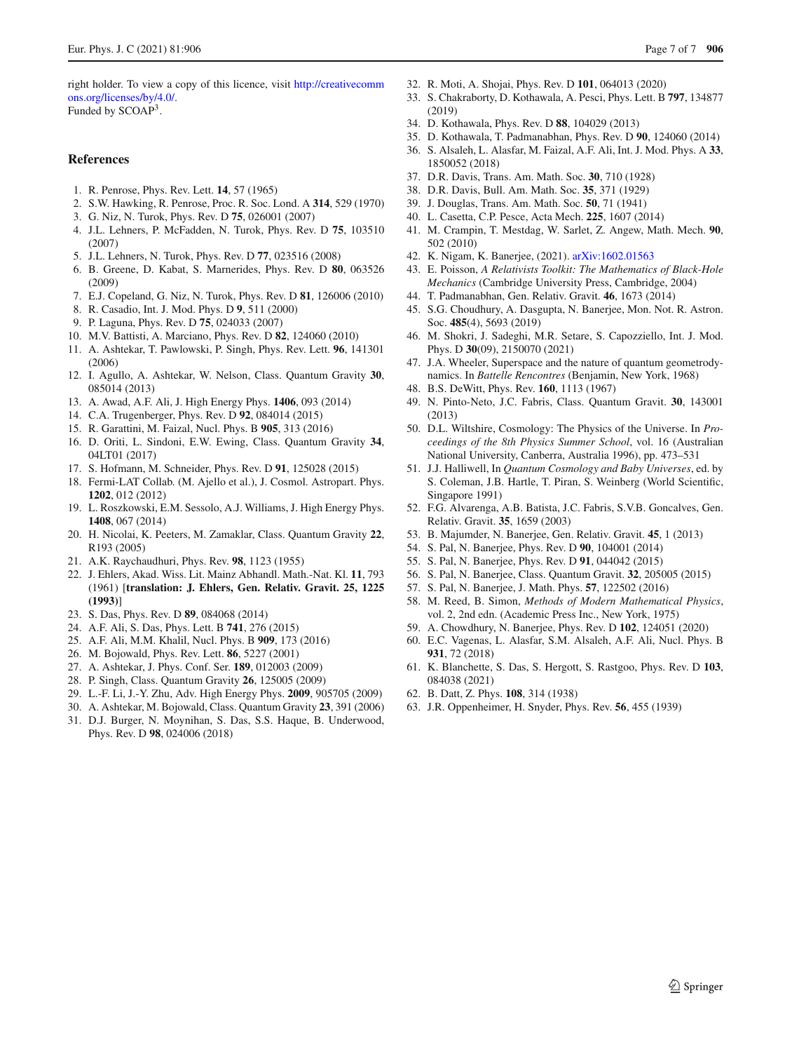right holder. To view a copy of this licence, visit http://creativecommons.org/licenses/by/4.0/.
Funded by SCOAP$^3$.

## References

1. R. Penrose, Phys. Rev. Lett. **14**, 57 (1965)
2. S.W. Hawking, R. Penrose, Proc. R. Soc. Lond. A **314**, 529 (1970)
3. G. Niz, N. Turok, Phys. Rev. D **75**, 026001 (2007)
4. J.L. Lehners, P. McFadden, N. Turok, Phys. Rev. D **75**, 103510 (2007)
5. J.L. Lehners, N. Turok, Phys. Rev. D **77**, 023516 (2008)
6. B. Greene, D. Kabat, S. Marnerides, Phys. Rev. D **80**, 063526 (2009)
7. E.J. Copeland, G. Niz, N. Turok, Phys. Rev. D **81**, 126006 (2010)
8. R. Casadio, Int. J. Mod. Phys. D **9**, 511 (2000)
9. P. Laguna, Phys. Rev. D **75**, 024033 (2007)
10. M.V. Battisti, A. Marciano, Phys. Rev. D **82**, 124060 (2010)
11. A. Ashtekar, T. Pawlowski, P. Singh, Phys. Rev. Lett. **96**, 141301 (2006)
12. I. Agullo, A. Ashtekar, W. Nelson, Class. Quantum Gravity **30**, 085014 (2013)
13. A. Awad, A.F. Ali, J. High Energy Phys. **1406**, 093 (2014)
14. C.A. Trugenberger, Phys. Rev. D **92**, 084014 (2015)
15. R. Garattini, M. Faizal, Nucl. Phys. B **905**, 313 (2016)
16. D. Oriti, L. Sindoni, E.W. Ewing, Class. Quantum Gravity **34**, 04LT01 (2017)
17. S. Hofmann, M. Schneider, Phys. Rev. D **91**, 125028 (2015)
18. Fermi-LAT Collab. (M. Ajello et al.), J. Cosmol. Astropart. Phys. **1202**, 012 (2012)
19. L. Roszkowski, E.M. Sessolo, A.J. Williams, J. High Energy Phys. **1408**, 067 (2014)
20. H. Nicolai, K. Peeters, M. Zamaklar, Class. Quantum Gravity **22**, R193 (2005)
21. A.K. Raychaudhuri, Phys. Rev. **98**, 1123 (1955)
22. J. Ehlers, Akad. Wiss. Lit. Mainz Abhandl. Math.-Nat. Kl. **11**, 793 (1961) [**translation: J. Ehlers, Gen. Relativ. Gravit. 25, 1225 (1993)**]
23. S. Das, Phys. Rev. D **89**, 084068 (2014)
24. A.F. Ali, S. Das, Phys. Lett. B **741**, 276 (2015)
25. A.F. Ali, M.M. Khalil, Nucl. Phys. B **909**, 173 (2016)
26. M. Bojowald, Phys. Rev. Lett. **86**, 5227 (2001)
27. A. Ashtekar, J. Phys. Conf. Ser. **189**, 012003 (2009)
28. P. Singh, Class. Quantum Gravity **26**, 125005 (2009)
29. L.-F. Li, J.-Y. Zhu, Adv. High Energy Phys. **2009**, 905705 (2009)
30. A. Ashtekar, M. Bojowald, Class. Quantum Gravity **23**, 391 (2006)
31. D.J. Burger, N. Moynihan, S. Das, S.S. Haque, B. Underwood, Phys. Rev. D **98**, 024006 (2018)
32. R. Moti, A. Shojai, Phys. Rev. D **101**, 064013 (2020)
33. S. Chakraborty, D. Kothawala, A. Pesci, Phys. Lett. B **797**, 134877 (2019)
34. D. Kothawala, Phys. Rev. D **88**, 104029 (2013)
35. D. Kothawala, T. Padmanabhan, Phys. Rev. D **90**, 124060 (2014)
36. S. Alsaleh, L. Alasfar, M. Faizal, A.F. Ali, Int. J. Mod. Phys. A **33**, 1850052 (2018)
37. D.R. Davis, Trans. Am. Math. Soc. **30**, 710 (1928)
38. D.R. Davis, Bull. Am. Math. Soc. **35**, 371 (1929)
39. J. Douglas, Trans. Am. Math. Soc. **50**, 71 (1941)
40. L. Casetta, C.P. Pesce, Acta Mech. **225**, 1607 (2014)
41. M. Crampin, T. Mestdag, W. Sarlet, Z. Angew, Math. Mech. **90**, 502 (2010)
42. K. Nigam, K. Banerjee, (2021). arXiv:1602.01563
43. E. Poisson, *A Relativists Toolkit: The Mathematics of Black-Hole Mechanics* (Cambridge University Press, Cambridge, 2004)
44. T. Padmanabhan, Gen. Relativ. Gravit. **46**, 1673 (2014)
45. S.G. Choudhury, A. Dasgupta, N. Banerjee, Mon. Not. R. Astron. Soc. **485**(4), 5693 (2019)
46. M. Shokri, J. Sadeghi, M.R. Setare, S. Capozziello, Int. J. Mod. Phys. D **30**(09), 2150070 (2021)
47. J.A. Wheeler, Superspace and the nature of quantum geometrodynamics. In *Battelle Rencontres* (Benjamin, New York, 1968)
48. B.S. DeWitt, Phys. Rev. **160**, 1113 (1967)
49. N. Pinto-Neto, J.C. Fabris, Class. Quantum Gravit. **30**, 143001 (2013)
50. D.L. Wiltshire, Cosmology: The Physics of the Universe. In *Proceedings of the 8th Physics Summer School*, vol. 16 (Australian National University, Canberra, Australia 1996), pp. 473–531
51. J.J. Halliwell, In *Quantum Cosmology and Baby Universes*, ed. by S. Coleman, J.B. Hartle, T. Piran, S. Weinberg (World Scientific, Singapore 1991)
52. F.G. Alvarenga, A.B. Batista, J.C. Fabris, S.V.B. Goncalves, Gen. Relativ. Gravit. **35**, 1659 (2003)
53. B. Majumder, N. Banerjee, Gen. Relativ. Gravit. **45**, 1 (2013)
54. S. Pal, N. Banerjee, Phys. Rev. D **90**, 104001 (2014)
55. S. Pal, N. Banerjee, Phys. Rev. D **91**, 044042 (2015)
56. S. Pal, N. Banerjee, Class. Quantum Gravit. **32**, 205005 (2015)
57. S. Pal, N. Banerjee, J. Math. Phys. **57**, 122502 (2016)
58. M. Reed, B. Simon, *Methods of Modern Mathematical Physics*, vol. 2, 2nd edn. (Academic Press Inc., New York, 1975)
59. A. Chowdhury, N. Banerjee, Phys. Rev. D **102**, 124051 (2020)
60. E.C. Vagenas, L. Alasfar, S.M. Alsaleh, A.F. Ali, Nucl. Phys. B **931**, 72 (2018)
61. K. Blanchette, S. Das, S. Hergott, S. Rastgoo, Phys. Rev. D **103**, 084038 (2021)
62. B. Datt, Z. Phys. **108**, 314 (1938)
63. J.R. Oppenheimer, H. Snyder, Phys. Rev. **56**, 455 (1939)